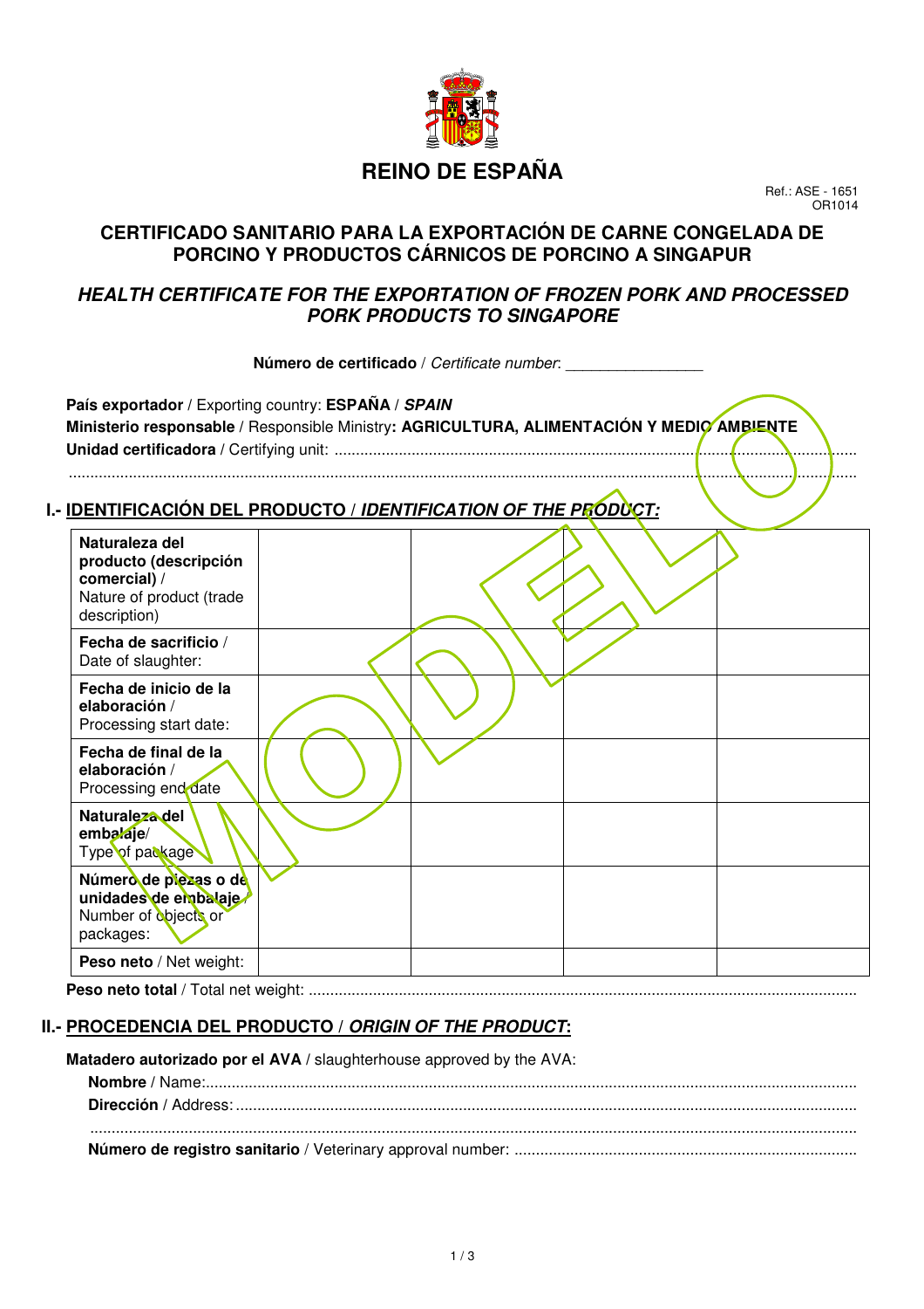# REINO DE ESPAÑA

Ref.: ASE - 1651
OR1014

## CERTIFICADO SANITARIO PARA LA EXPORTACIÓN DE CARNE CONGELADA DE PORCINO Y PRODUCTOS CÁRNICOS DE PORCINO A SINGAPUR

## *HEALTH CERTIFICATE FOR THE EXPORTATION OF FROZEN PORK AND PROCESSED PORK PRODUCTS TO SINGAPORE*

**Número de certificado** / *Certificate number*: _______________

**País exportador** / Exporting country: **ESPAÑA** / ***SPAIN***
**Ministerio responsable** / Responsible Ministry**: AGRICULTURA, ALIMENTACIÓN Y MEDIO AMBIENTE**
**Unidad certificadora** / Certifying unit: ..........................................................................................................................
..........................................................................................................................................................................

MODELO

## I.- IDENTIFICACIÓN DEL PRODUCTO / *IDENTIFICATION OF THE PRODUCT:*

| | | | | |
|---|---|---|---|---|
| **Naturaleza del producto (descripción comercial)** / Nature of product (trade description) | | | | |
| **Fecha de sacrificio** / Date of slaughter: | | | | |
| **Fecha de inicio de la elaboración** / Processing start date: | | | | |
| **Fecha de final de la elaboración** / Processing end date | | | | |
| **Naturaleza del embalaje**/ Type of package | | | | |
| **Número de piezas o de unidades de embalaje** / Number of objects or packages: | | | | |
| **Peso neto** / Net weight: | | | | |

**Peso neto total** / Total net weight: ..........................................................................................................................

## II.- PROCEDENCIA DEL PRODUCTO / *ORIGIN OF THE PRODUCT*:

**Matadero autorizado por el AVA** / slaughterhouse approved by the AVA:

**Nombre** / Name:..........................................................................................................................................
**Dirección** / Address: ....................................................................................................................................
..........................................................................................................................................................................
**Número de registro sanitario** / Veterinary approval number: ..........................................................................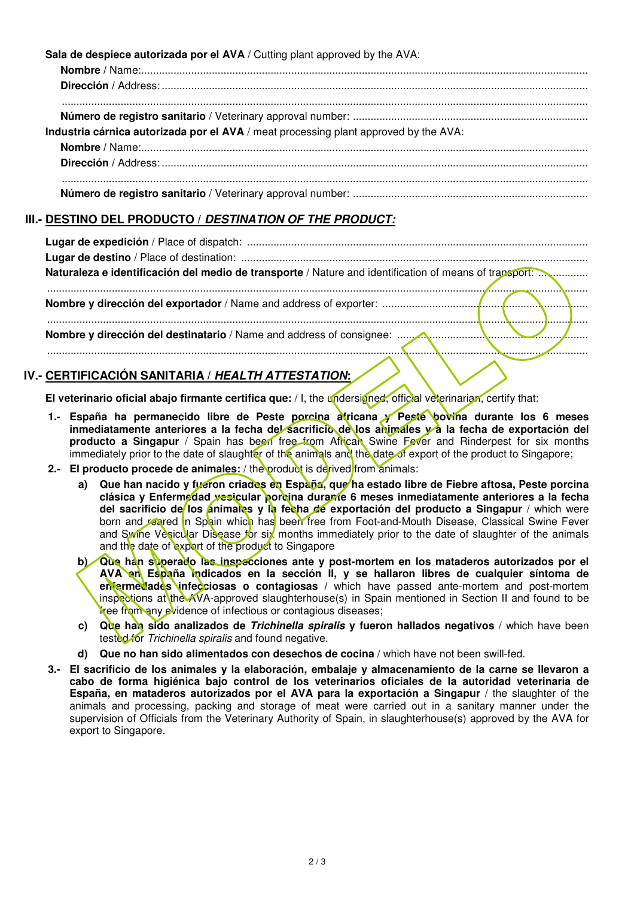**Sala de despiece autorizada por el AVA** / Cutting plant approved by the AVA:

**Nombre** / Name:...................................................................................................................................................

**Dirección** / Address: .............................................................................................................................................

..............................................................................................................................................................................

**Número de registro sanitario** / Veterinary approval number: ...............................................................................

**Industria cárnica autorizada por el AVA** / meat processing plant approved by the AVA:

**Nombre** / Name:...................................................................................................................................................

**Dirección** / Address: .............................................................................................................................................

..............................................................................................................................................................................

**Número de registro sanitario** / Veterinary approval number: ...............................................................................

## III.- DESTINO DEL PRODUCTO / *DESTINATION OF THE PRODUCT:*

**Lugar de expedición** / Place of dispatch: ..................................................................................................................

**Lugar de destino** / Place of destination: ....................................................................................................................

**Naturaleza e identificación del medio de transporte** / Nature and identification of means of transport: ..................

..............................................................................................................................................................................

**Nombre y dirección del exportador** / Name and address of exporter: ....................................................................

..............................................................................................................................................................................

**Nombre y dirección del destinatario** / Name and address of consignee: ...............................................................

..............................................................................................................................................................................

## IV.- CERTIFICACIÓN SANITARIA / *HEALTH ATTESTATION*:

**El veterinario oficial abajo firmante certifica que:** / I, the undersigned, official veterinarian, certify that:

1.- **España ha permanecido libre de Peste porcina africana y Peste bovina durante los 6 meses inmediatamente anteriores a la fecha del sacrificio de los animales y a la fecha de exportación del producto a Singapur** / Spain has been free from African Swine Fever and Rinderpest for six months immediately prior to the date of slaughter of the animals and the date of export of the product to Singapore;

2.- **El producto procede de animales:** / the product is derived from animals:

   a) **Que han nacido y fueron criados en España, que ha estado libre de Fiebre aftosa, Peste porcina clásica y Enfermedad vesicular porcina durante 6 meses inmediatamente anteriores a la fecha del sacrificio de los animales y la fecha de exportación del producto a Singapur** / which were born and reared in Spain which has been free from Foot-and-Mouth Disease, Classical Swine Fever and Swine Vesicular Disease for six months immediately prior to the date of slaughter of the animals and the date of export of the product to Singapore

   b) **Que han superado las inspecciones ante y post-mortem en los mataderos autorizados por el AVA en España indicados en la sección II, y se hallaron libres de cualquier síntoma de enfermedades infecciosas o contagiosas** / which have passed ante-mortem and post-mortem inspections at the AVA-approved slaughterhouse(s) in Spain mentioned in Section II and found to be free from any evidence of infectious or contagious diseases;

   c) **Que han sido analizados de *Trichinella spiralis* y fueron hallados negativos** / which have been tested for *Trichinella spiralis* and found negative.

   d) **Que no han sido alimentados con desechos de cocina** / which have not been swill-fed.

3.- **El sacrificio de los animales y la elaboración, embalaje y almacenamiento de la carne se llevaron a cabo de forma higiénica bajo control de los veterinarios oficiales de la autoridad veterinaria de España, en mataderos autorizados por el AVA para la exportación a Singapur** / the slaughter of the animals and processing, packing and storage of meat were carried out in a sanitary manner under the supervision of Officials from the Veterinary Authority of Spain, in slaughterhouse(s) approved by the AVA for export to Singapore.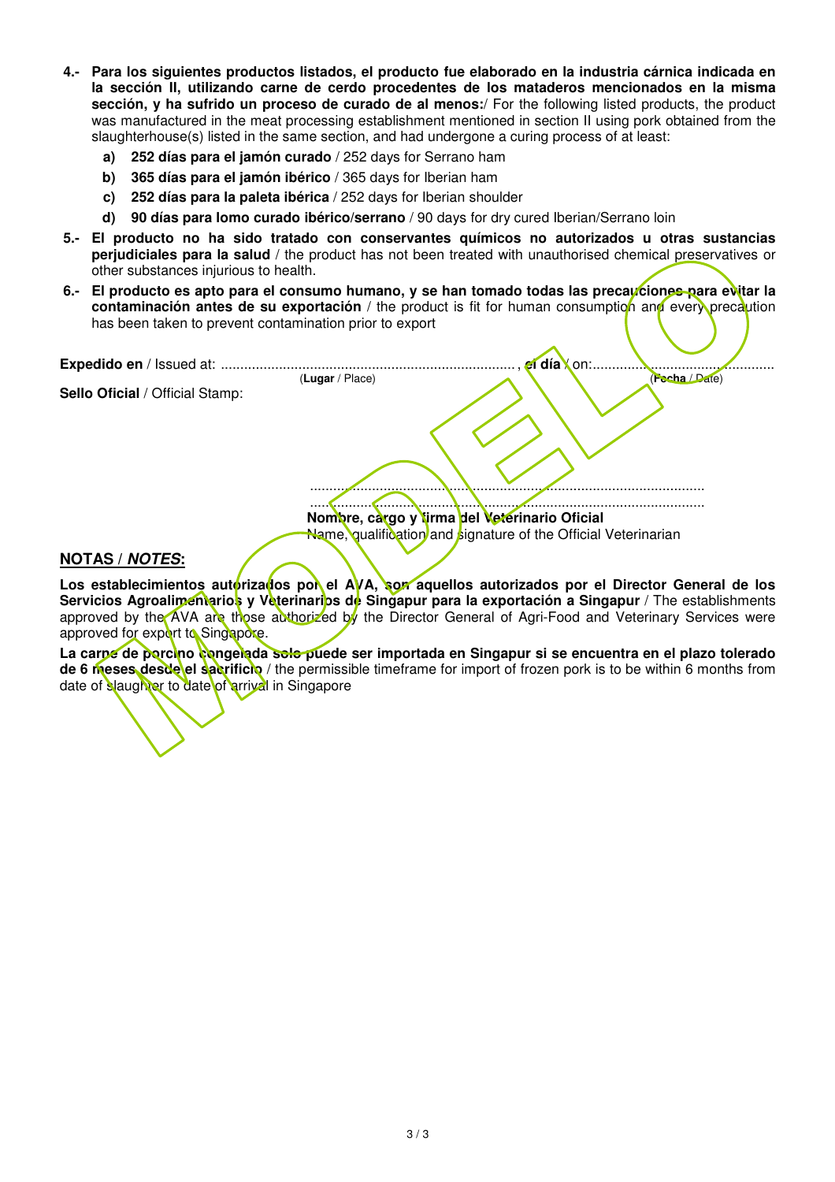**4.- Para los siguientes productos listados, el producto fue elaborado en la industria cárnica indicada en la sección II, utilizando carne de cerdo procedentes de los mataderos mencionados en la misma sección, y ha sufrido un proceso de curado de al menos:**/ For the following listed products, the product was manufactured in the meat processing establishment mentioned in section II using pork obtained from the slaughterhouse(s) listed in the same section, and had undergone a curing process of at least:

**a) 252 días para el jamón curado** / 252 days for Serrano ham

**b) 365 días para el jamón ibérico** / 365 days for Iberian ham

**c) 252 días para la paleta ibérica** / 252 days for Iberian shoulder

**d) 90 días para lomo curado ibérico/serrano** / 90 days for dry cured Iberian/Serrano loin

**5.- El producto no ha sido tratado con conservantes químicos no autorizados u otras sustancias perjudiciales para la salud** / the product has not been treated with unauthorised chemical preservatives or other substances injurious to health.

**6.- El producto es apto para el consumo humano, y se han tomado todas las precauciones para evitar la contaminación antes de su exportación** / the product is fit for human consumption and every precaution has been taken to prevent contamination prior to export

**Expedido en** / Issued at: ........................................................................... , **el día** / on:...........................................................
(**Lugar** / Place) (**Fecha** / Date)

**Sello Oficial** / Official Stamp:

...........................................................................................................
...........................................................................................................
**Nombre, cargo y firma del Veterinario Oficial**
Name, qualification and signature of the Official Veterinarian

## NOTAS / *NOTES*:

**Los establecimientos autorizados por el AVA, son aquellos autorizados por el Director General de los Servicios Agroalimentarios y Veterinarios de Singapur para la exportación a Singapur** / The establishments approved by the AVA are those authorized by the Director General of Agri-Food and Veterinary Services were approved for export to Singapore.

**La carne de porcino congelada solo puede ser importada en Singapur si se encuentra en el plazo tolerado de 6 meses desde el sacrificio** / the permissible timeframe for import of frozen pork is to be within 6 months from date of slaughter to date of arrival in Singapore

MODELO